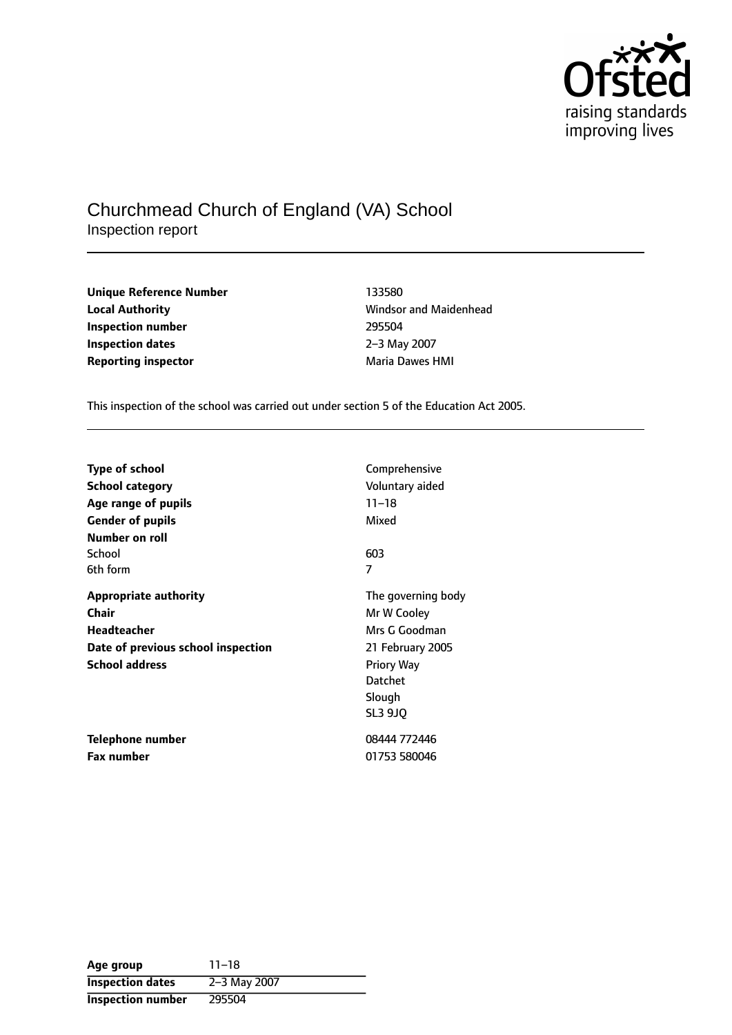Ofsted
raising standards
improving lives

# Churchmead Church of England (VA) School

Inspection report

| | |
|---|---|
| **Unique Reference Number** | 133580 |
| **Local Authority** | Windsor and Maidenhead |
| **Inspection number** | 295504 |
| **Inspection dates** | 2–3 May 2007 |
| **Reporting inspector** | Maria Dawes HMI |

This inspection of the school was carried out under section 5 of the Education Act 2005.

| | |
|---|---|
| **Type of school** | Comprehensive |
| **School category** | Voluntary aided |
| **Age range of pupils** | 11–18 |
| **Gender of pupils** | Mixed |
| **Number on roll** | |
| School | 603 |
| 6th form | 7 |
| **Appropriate authority** | The governing body |
| **Chair** | Mr W Cooley |
| **Headteacher** | Mrs G Goodman |
| **Date of previous school inspection** | 21 February 2005 |
| **School address** | Priory Way<br>Datchet<br>Slough<br>SL3 9JQ |
| **Telephone number** | 08444 772446 |
| **Fax number** | 01753 580046 |

| | |
|---|---|
| **Age group** | 11–18 |
| **Inspection dates** | 2–3 May 2007 |
| **Inspection number** | 295504 |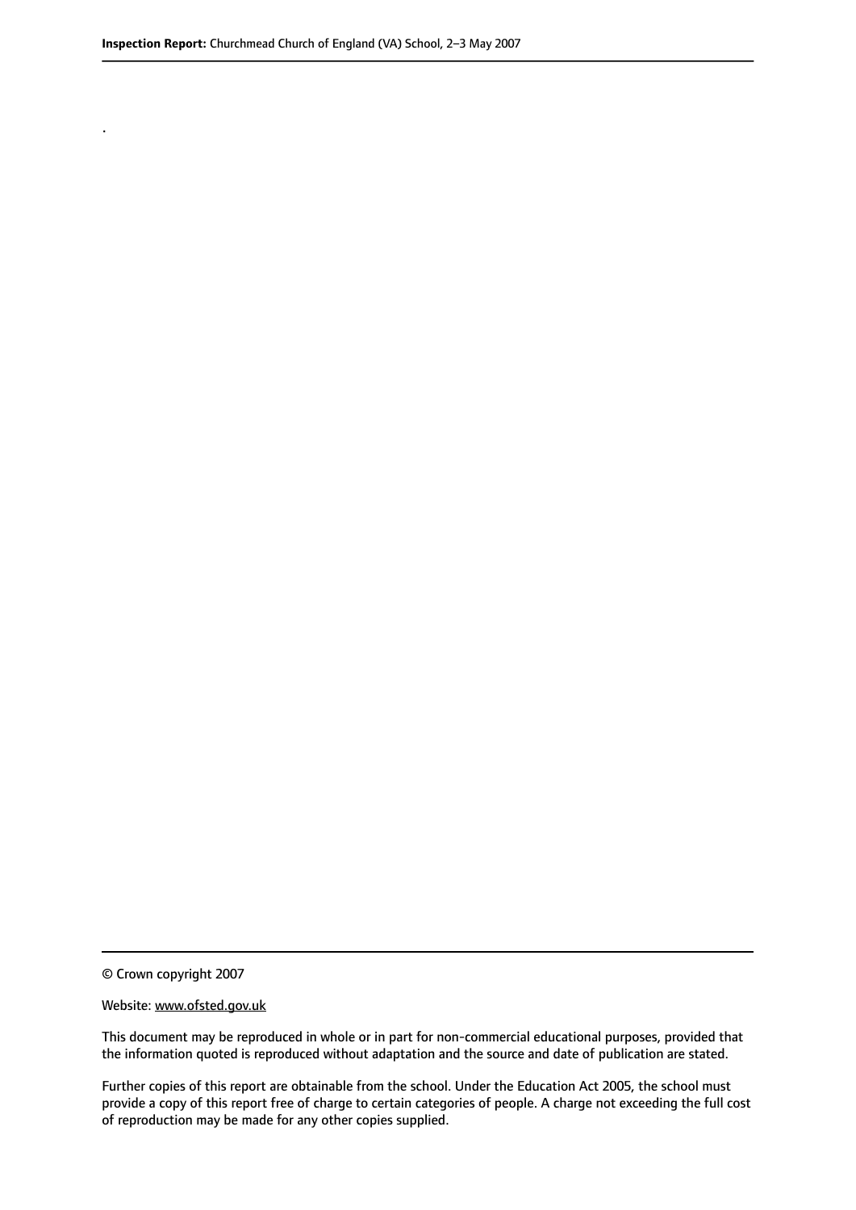.

© Crown copyright 2007

Website: www.ofsted.gov.uk

This document may be reproduced in whole or in part for non-commercial educational purposes, provided that the information quoted is reproduced without adaptation and the source and date of publication are stated.

Further copies of this report are obtainable from the school. Under the Education Act 2005, the school must provide a copy of this report free of charge to certain categories of people. A charge not exceeding the full cost of reproduction may be made for any other copies supplied.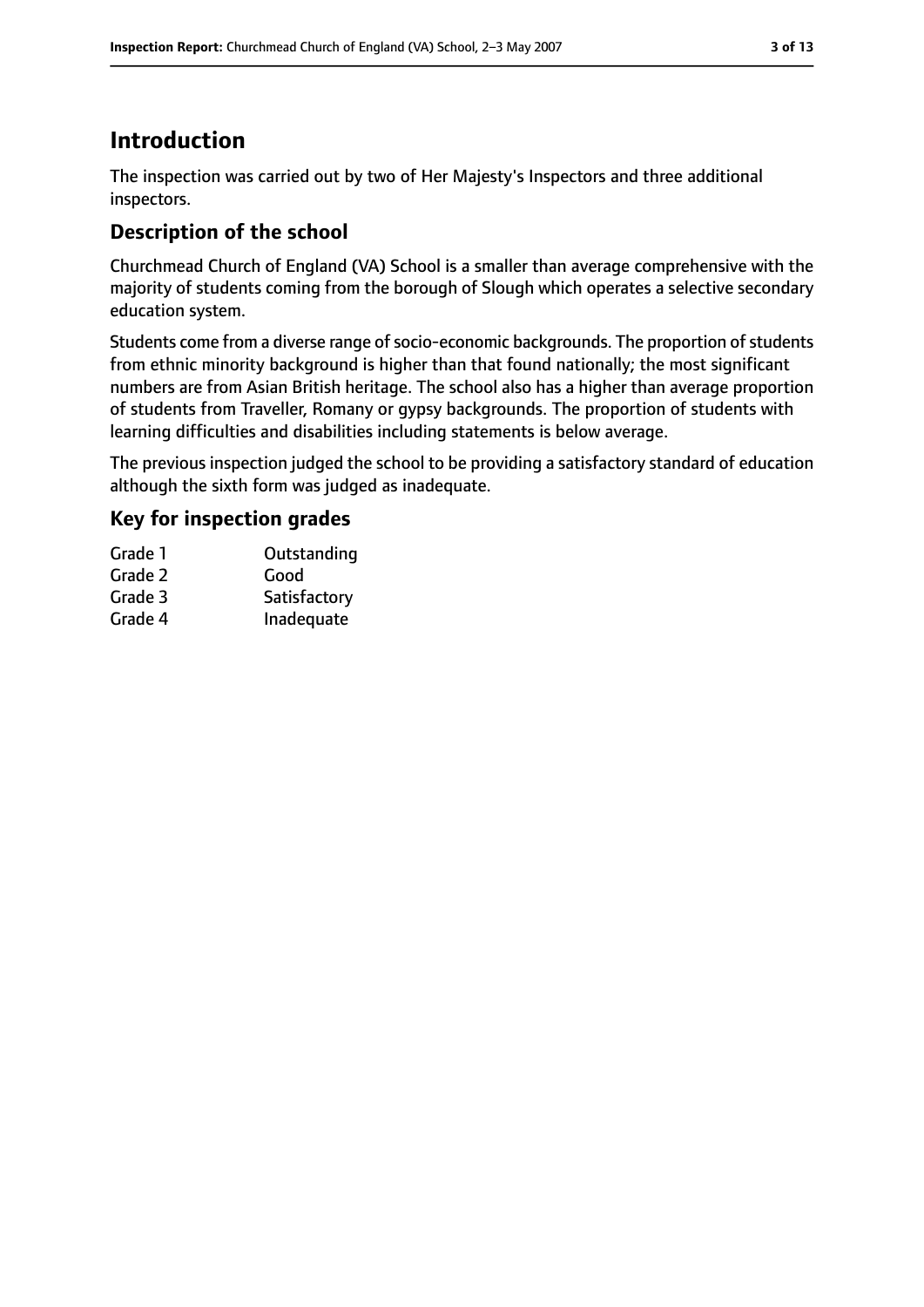# Introduction

The inspection was carried out by two of Her Majesty's Inspectors and three additional inspectors.

## Description of the school

Churchmead Church of England (VA) School is a smaller than average comprehensive with the majority of students coming from the borough of Slough which operates a selective secondary education system.

Students come from a diverse range of socio-economic backgrounds. The proportion of students from ethnic minority background is higher than that found nationally; the most significant numbers are from Asian British heritage. The school also has a higher than average proportion of students from Traveller, Romany or gypsy backgrounds. The proportion of students with learning difficulties and disabilities including statements is below average.

The previous inspection judged the school to be providing a satisfactory standard of education although the sixth form was judged as inadequate.

## Key for inspection grades

| | |
|---|---|
| Grade 1 | Outstanding |
| Grade 2 | Good |
| Grade 3 | Satisfactory |
| Grade 4 | Inadequate |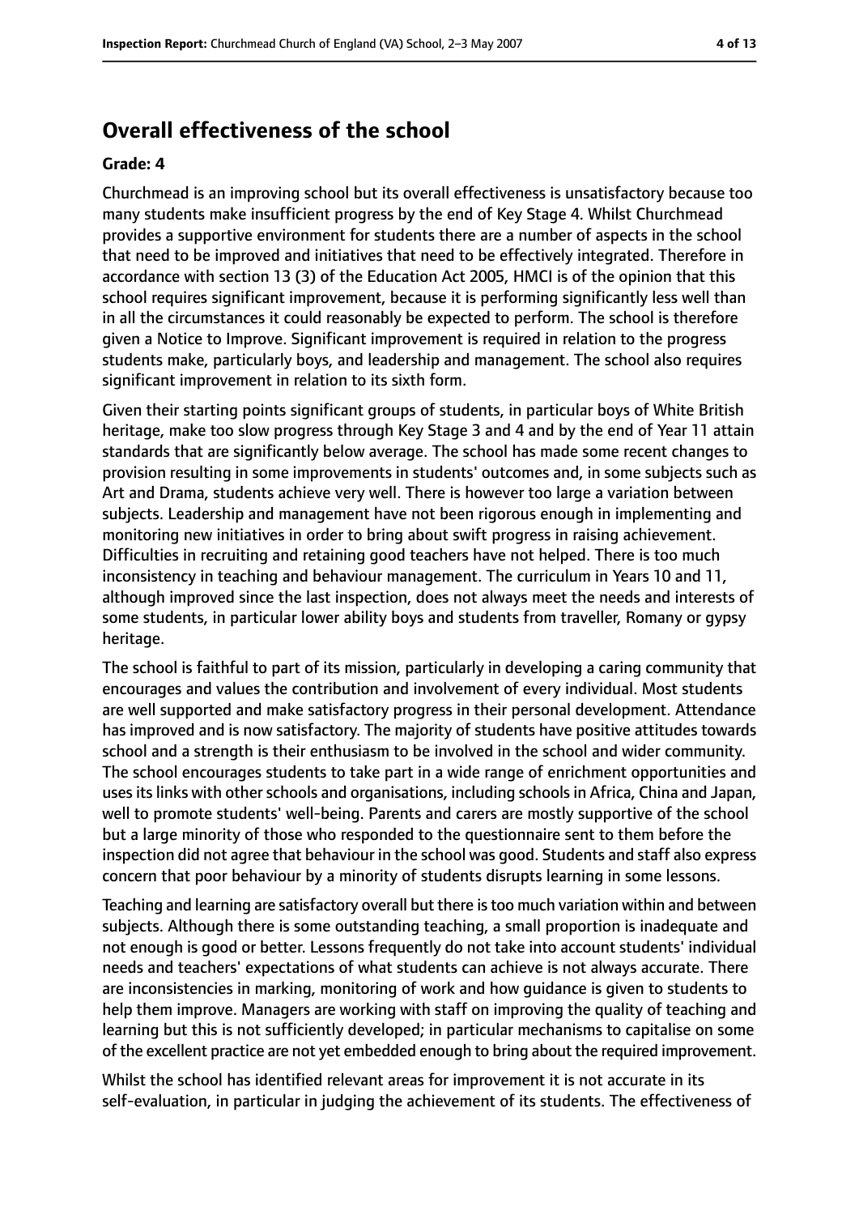## Overall effectiveness of the school

**Grade: 4**

Churchmead is an improving school but its overall effectiveness is unsatisfactory because too many students make insufficient progress by the end of Key Stage 4. Whilst Churchmead provides a supportive environment for students there are a number of aspects in the school that need to be improved and initiatives that need to be effectively integrated. Therefore in accordance with section 13 (3) of the Education Act 2005, HMCI is of the opinion that this school requires significant improvement, because it is performing significantly less well than in all the circumstances it could reasonably be expected to perform. The school is therefore given a Notice to Improve. Significant improvement is required in relation to the progress students make, particularly boys, and leadership and management. The school also requires significant improvement in relation to its sixth form.

Given their starting points significant groups of students, in particular boys of White British heritage, make too slow progress through Key Stage 3 and 4 and by the end of Year 11 attain standards that are significantly below average. The school has made some recent changes to provision resulting in some improvements in students' outcomes and, in some subjects such as Art and Drama, students achieve very well. There is however too large a variation between subjects. Leadership and management have not been rigorous enough in implementing and monitoring new initiatives in order to bring about swift progress in raising achievement. Difficulties in recruiting and retaining good teachers have not helped. There is too much inconsistency in teaching and behaviour management. The curriculum in Years 10 and 11, although improved since the last inspection, does not always meet the needs and interests of some students, in particular lower ability boys and students from traveller, Romany or gypsy heritage.

The school is faithful to part of its mission, particularly in developing a caring community that encourages and values the contribution and involvement of every individual. Most students are well supported and make satisfactory progress in their personal development. Attendance has improved and is now satisfactory. The majority of students have positive attitudes towards school and a strength is their enthusiasm to be involved in the school and wider community. The school encourages students to take part in a wide range of enrichment opportunities and uses its links with other schools and organisations, including schools in Africa, China and Japan, well to promote students' well-being. Parents and carers are mostly supportive of the school but a large minority of those who responded to the questionnaire sent to them before the inspection did not agree that behaviour in the school was good. Students and staff also express concern that poor behaviour by a minority of students disrupts learning in some lessons.

Teaching and learning are satisfactory overall but there is too much variation within and between subjects. Although there is some outstanding teaching, a small proportion is inadequate and not enough is good or better. Lessons frequently do not take into account students' individual needs and teachers' expectations of what students can achieve is not always accurate. There are inconsistencies in marking, monitoring of work and how guidance is given to students to help them improve. Managers are working with staff on improving the quality of teaching and learning but this is not sufficiently developed; in particular mechanisms to capitalise on some of the excellent practice are not yet embedded enough to bring about the required improvement.

Whilst the school has identified relevant areas for improvement it is not accurate in its self-evaluation, in particular in judging the achievement of its students. The effectiveness of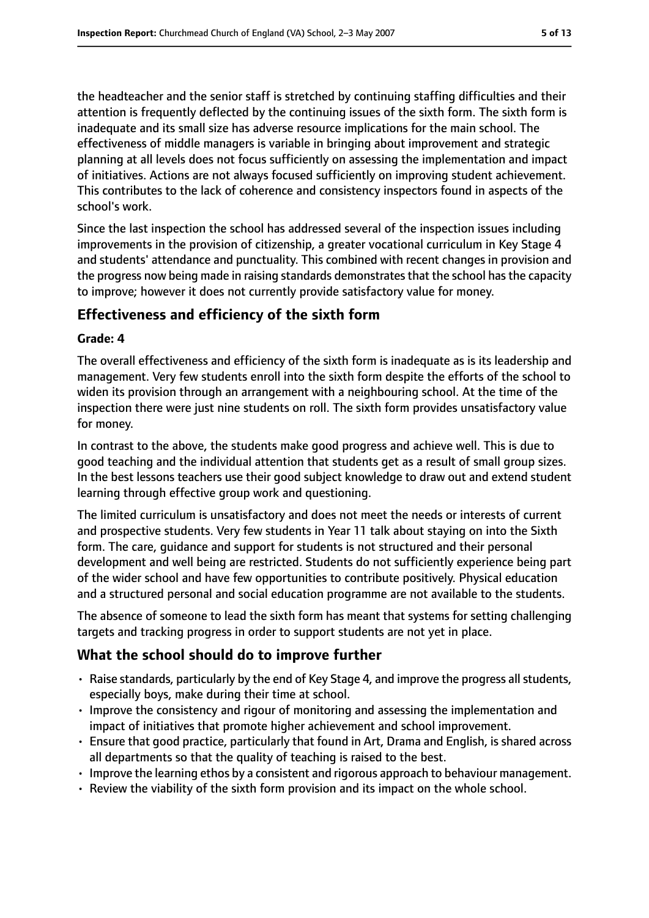the headteacher and the senior staff is stretched by continuing staffing difficulties and their attention is frequently deflected by the continuing issues of the sixth form. The sixth form is inadequate and its small size has adverse resource implications for the main school. The effectiveness of middle managers is variable in bringing about improvement and strategic planning at all levels does not focus sufficiently on assessing the implementation and impact of initiatives. Actions are not always focused sufficiently on improving student achievement. This contributes to the lack of coherence and consistency inspectors found in aspects of the school's work.

Since the last inspection the school has addressed several of the inspection issues including improvements in the provision of citizenship, a greater vocational curriculum in Key Stage 4 and students' attendance and punctuality. This combined with recent changes in provision and the progress now being made in raising standards demonstrates that the school has the capacity to improve; however it does not currently provide satisfactory value for money.

## Effectiveness and efficiency of the sixth form

**Grade: 4**

The overall effectiveness and efficiency of the sixth form is inadequate as is its leadership and management. Very few students enroll into the sixth form despite the efforts of the school to widen its provision through an arrangement with a neighbouring school. At the time of the inspection there were just nine students on roll. The sixth form provides unsatisfactory value for money.

In contrast to the above, the students make good progress and achieve well. This is due to good teaching and the individual attention that students get as a result of small group sizes. In the best lessons teachers use their good subject knowledge to draw out and extend student learning through effective group work and questioning.

The limited curriculum is unsatisfactory and does not meet the needs or interests of current and prospective students. Very few students in Year 11 talk about staying on into the Sixth form. The care, guidance and support for students is not structured and their personal development and well being are restricted. Students do not sufficiently experience being part of the wider school and have few opportunities to contribute positively. Physical education and a structured personal and social education programme are not available to the students.

The absence of someone to lead the sixth form has meant that systems for setting challenging targets and tracking progress in order to support students are not yet in place.

## What the school should do to improve further

- Raise standards, particularly by the end of Key Stage 4, and improve the progress all students, especially boys, make during their time at school.
- Improve the consistency and rigour of monitoring and assessing the implementation and impact of initiatives that promote higher achievement and school improvement.
- Ensure that good practice, particularly that found in Art, Drama and English, is shared across all departments so that the quality of teaching is raised to the best.
- Improve the learning ethos by a consistent and rigorous approach to behaviour management.
- Review the viability of the sixth form provision and its impact on the whole school.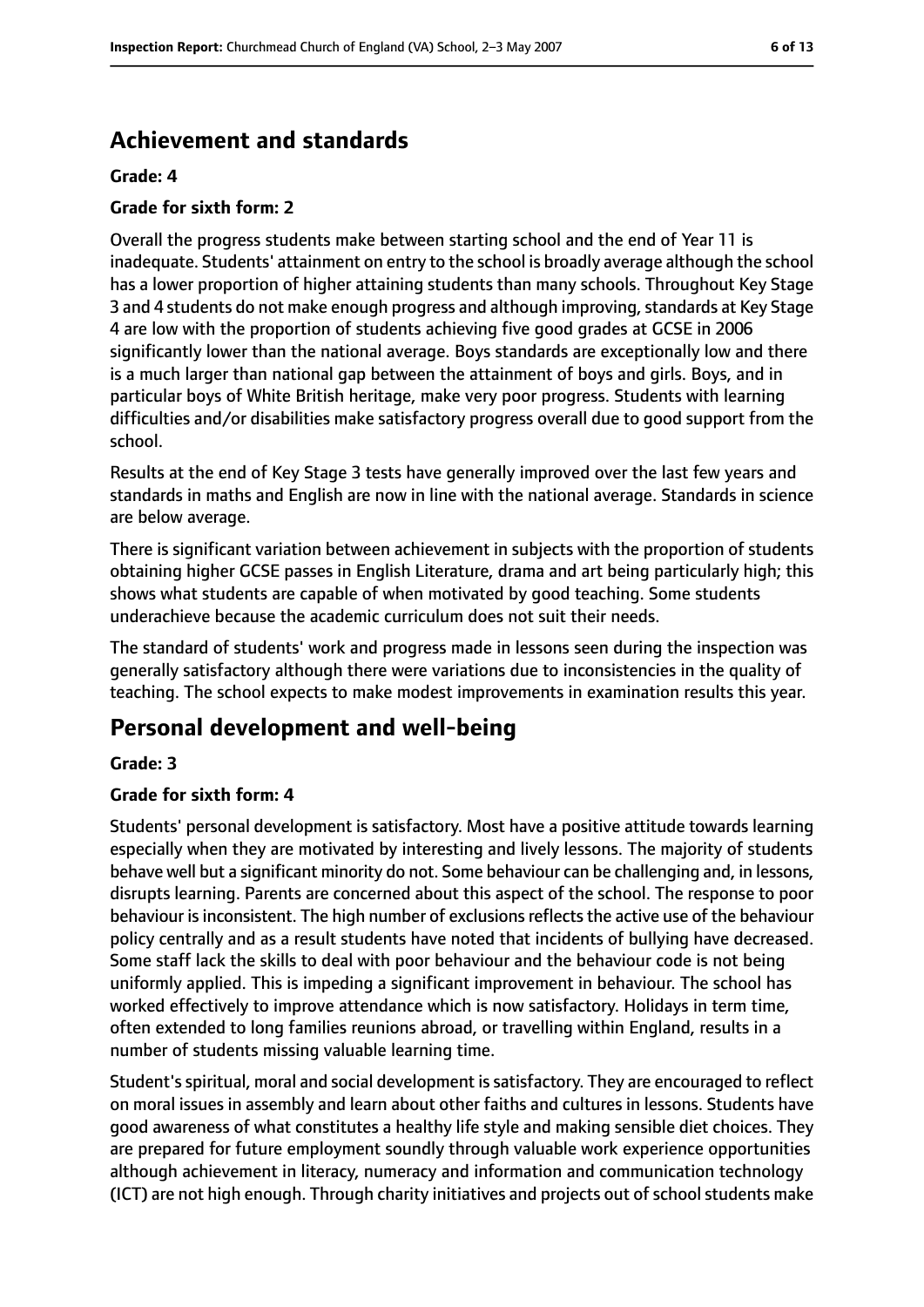## Achievement and standards

**Grade: 4**

**Grade for sixth form: 2**

Overall the progress students make between starting school and the end of Year 11 is inadequate. Students' attainment on entry to the school is broadly average although the school has a lower proportion of higher attaining students than many schools. Throughout Key Stage 3 and 4 students do not make enough progress and although improving, standards at Key Stage 4 are low with the proportion of students achieving five good grades at GCSE in 2006 significantly lower than the national average. Boys standards are exceptionally low and there is a much larger than national gap between the attainment of boys and girls. Boys, and in particular boys of White British heritage, make very poor progress. Students with learning difficulties and/or disabilities make satisfactory progress overall due to good support from the school.

Results at the end of Key Stage 3 tests have generally improved over the last few years and standards in maths and English are now in line with the national average. Standards in science are below average.

There is significant variation between achievement in subjects with the proportion of students obtaining higher GCSE passes in English Literature, drama and art being particularly high; this shows what students are capable of when motivated by good teaching. Some students underachieve because the academic curriculum does not suit their needs.

The standard of students' work and progress made in lessons seen during the inspection was generally satisfactory although there were variations due to inconsistencies in the quality of teaching. The school expects to make modest improvements in examination results this year.

## Personal development and well-being

**Grade: 3**

**Grade for sixth form: 4**

Students' personal development is satisfactory. Most have a positive attitude towards learning especially when they are motivated by interesting and lively lessons. The majority of students behave well but a significant minority do not. Some behaviour can be challenging and, in lessons, disrupts learning. Parents are concerned about this aspect of the school. The response to poor behaviour is inconsistent. The high number of exclusions reflects the active use of the behaviour policy centrally and as a result students have noted that incidents of bullying have decreased. Some staff lack the skills to deal with poor behaviour and the behaviour code is not being uniformly applied. This is impeding a significant improvement in behaviour. The school has worked effectively to improve attendance which is now satisfactory. Holidays in term time, often extended to long families reunions abroad, or travelling within England, results in a number of students missing valuable learning time.

Student's spiritual, moral and social development is satisfactory. They are encouraged to reflect on moral issues in assembly and learn about other faiths and cultures in lessons. Students have good awareness of what constitutes a healthy life style and making sensible diet choices. They are prepared for future employment soundly through valuable work experience opportunities although achievement in literacy, numeracy and information and communication technology (ICT) are not high enough. Through charity initiatives and projects out of school students make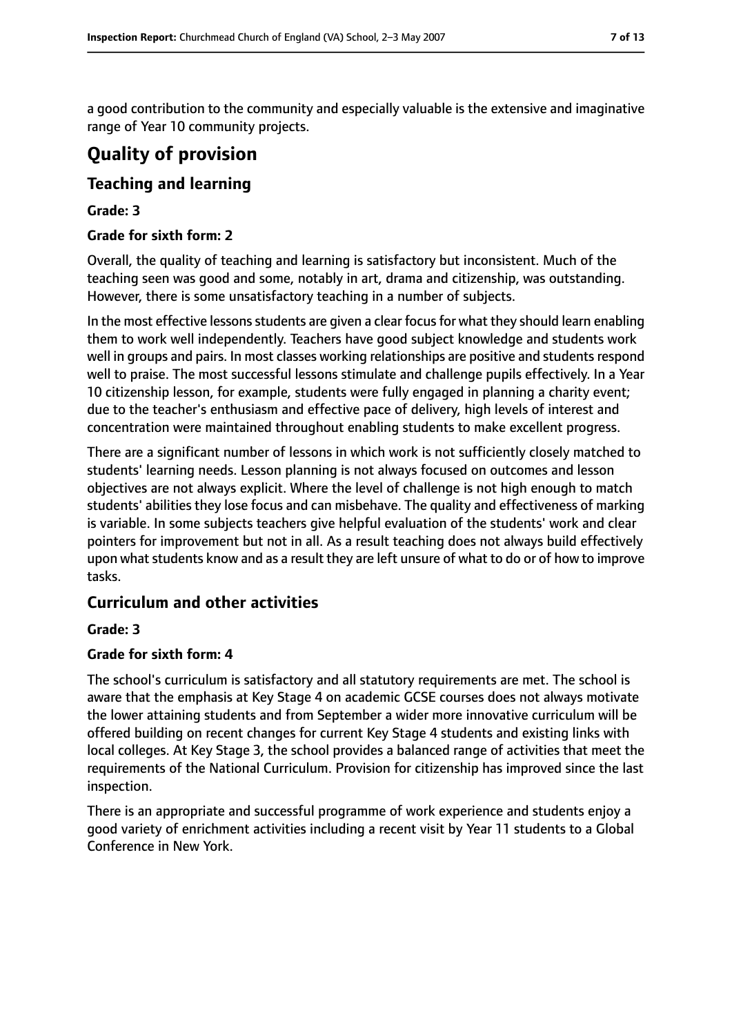a good contribution to the community and especially valuable is the extensive and imaginative range of Year 10 community projects.

# Quality of provision

## Teaching and learning

**Grade: 3**

**Grade for sixth form: 2**

Overall, the quality of teaching and learning is satisfactory but inconsistent. Much of the teaching seen was good and some, notably in art, drama and citizenship, was outstanding. However, there is some unsatisfactory teaching in a number of subjects.

In the most effective lessons students are given a clear focus for what they should learn enabling them to work well independently. Teachers have good subject knowledge and students work well in groups and pairs. In most classes working relationships are positive and students respond well to praise. The most successful lessons stimulate and challenge pupils effectively. In a Year 10 citizenship lesson, for example, students were fully engaged in planning a charity event; due to the teacher's enthusiasm and effective pace of delivery, high levels of interest and concentration were maintained throughout enabling students to make excellent progress.

There are a significant number of lessons in which work is not sufficiently closely matched to students' learning needs. Lesson planning is not always focused on outcomes and lesson objectives are not always explicit. Where the level of challenge is not high enough to match students' abilities they lose focus and can misbehave. The quality and effectiveness of marking is variable. In some subjects teachers give helpful evaluation of the students' work and clear pointers for improvement but not in all. As a result teaching does not always build effectively upon what students know and as a result they are left unsure of what to do or of how to improve tasks.

## Curriculum and other activities

**Grade: 3**

**Grade for sixth form: 4**

The school's curriculum is satisfactory and all statutory requirements are met. The school is aware that the emphasis at Key Stage 4 on academic GCSE courses does not always motivate the lower attaining students and from September a wider more innovative curriculum will be offered building on recent changes for current Key Stage 4 students and existing links with local colleges. At Key Stage 3, the school provides a balanced range of activities that meet the requirements of the National Curriculum. Provision for citizenship has improved since the last inspection.

There is an appropriate and successful programme of work experience and students enjoy a good variety of enrichment activities including a recent visit by Year 11 students to a Global Conference in New York.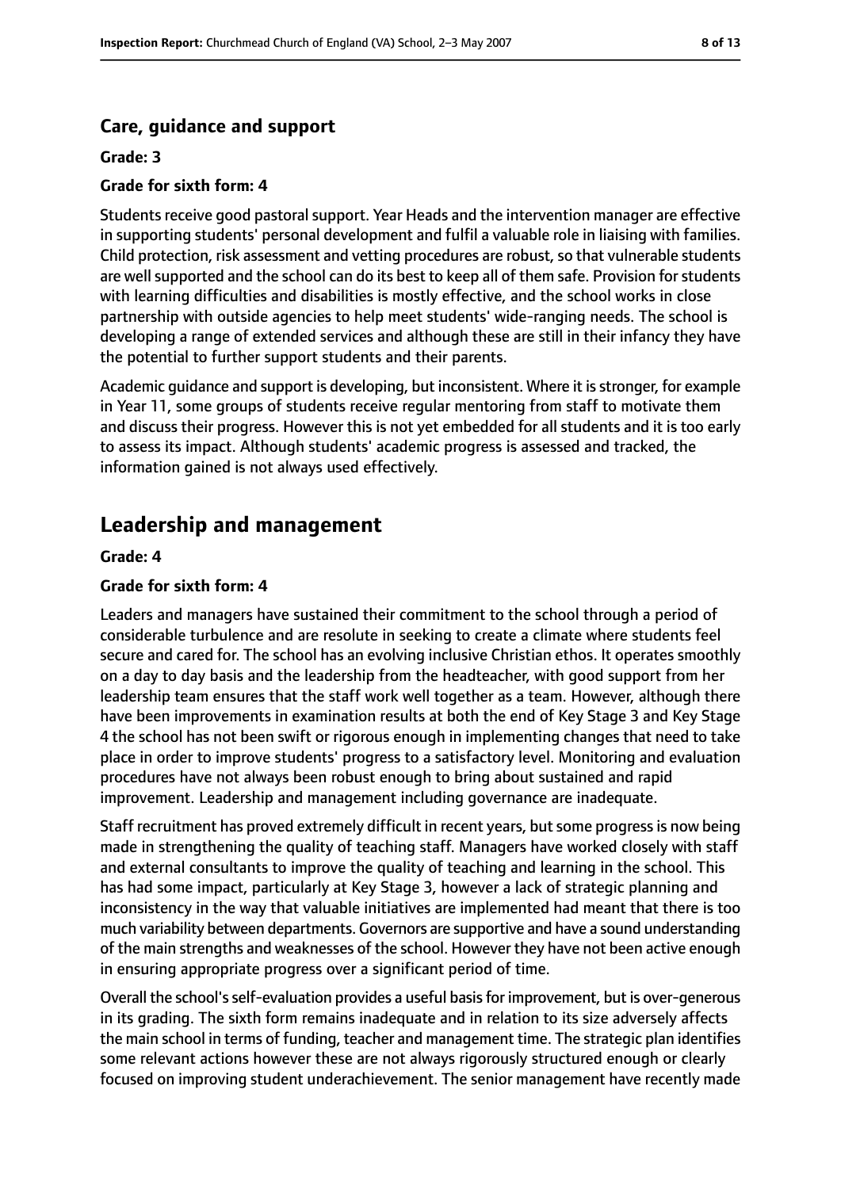### Care, guidance and support

**Grade: 3**

**Grade for sixth form: 4**

Students receive good pastoral support. Year Heads and the intervention manager are effective in supporting students' personal development and fulfil a valuable role in liaising with families. Child protection, risk assessment and vetting procedures are robust, so that vulnerable students are well supported and the school can do its best to keep all of them safe. Provision for students with learning difficulties and disabilities is mostly effective, and the school works in close partnership with outside agencies to help meet students' wide-ranging needs. The school is developing a range of extended services and although these are still in their infancy they have the potential to further support students and their parents.

Academic guidance and support is developing, but inconsistent. Where it is stronger, for example in Year 11, some groups of students receive regular mentoring from staff to motivate them and discuss their progress. However this is not yet embedded for all students and it is too early to assess its impact. Although students' academic progress is assessed and tracked, the information gained is not always used effectively.

## Leadership and management

**Grade: 4**

**Grade for sixth form: 4**

Leaders and managers have sustained their commitment to the school through a period of considerable turbulence and are resolute in seeking to create a climate where students feel secure and cared for. The school has an evolving inclusive Christian ethos. It operates smoothly on a day to day basis and the leadership from the headteacher, with good support from her leadership team ensures that the staff work well together as a team. However, although there have been improvements in examination results at both the end of Key Stage 3 and Key Stage 4 the school has not been swift or rigorous enough in implementing changes that need to take place in order to improve students' progress to a satisfactory level. Monitoring and evaluation procedures have not always been robust enough to bring about sustained and rapid improvement. Leadership and management including governance are inadequate.

Staff recruitment has proved extremely difficult in recent years, but some progress is now being made in strengthening the quality of teaching staff. Managers have worked closely with staff and external consultants to improve the quality of teaching and learning in the school. This has had some impact, particularly at Key Stage 3, however a lack of strategic planning and inconsistency in the way that valuable initiatives are implemented had meant that there is too much variability between departments. Governors are supportive and have a sound understanding of the main strengths and weaknesses of the school. However they have not been active enough in ensuring appropriate progress over a significant period of time.

Overall the school's self-evaluation provides a useful basis for improvement, but is over-generous in its grading. The sixth form remains inadequate and in relation to its size adversely affects the main school in terms of funding, teacher and management time. The strategic plan identifies some relevant actions however these are not always rigorously structured enough or clearly focused on improving student underachievement. The senior management have recently made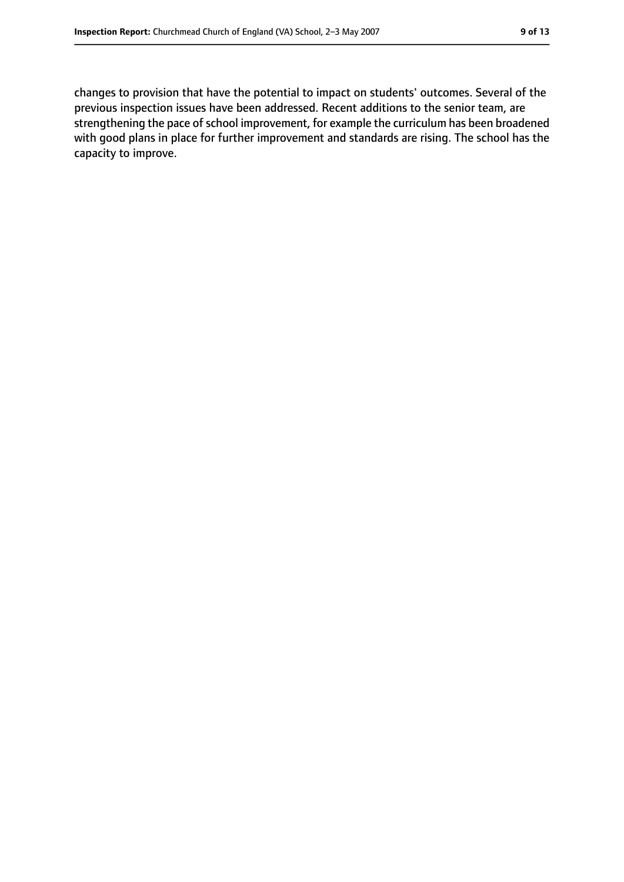changes to provision that have the potential to impact on students' outcomes. Several of the previous inspection issues have been addressed. Recent additions to the senior team, are strengthening the pace of school improvement, for example the curriculum has been broadened with good plans in place for further improvement and standards are rising. The school has the capacity to improve.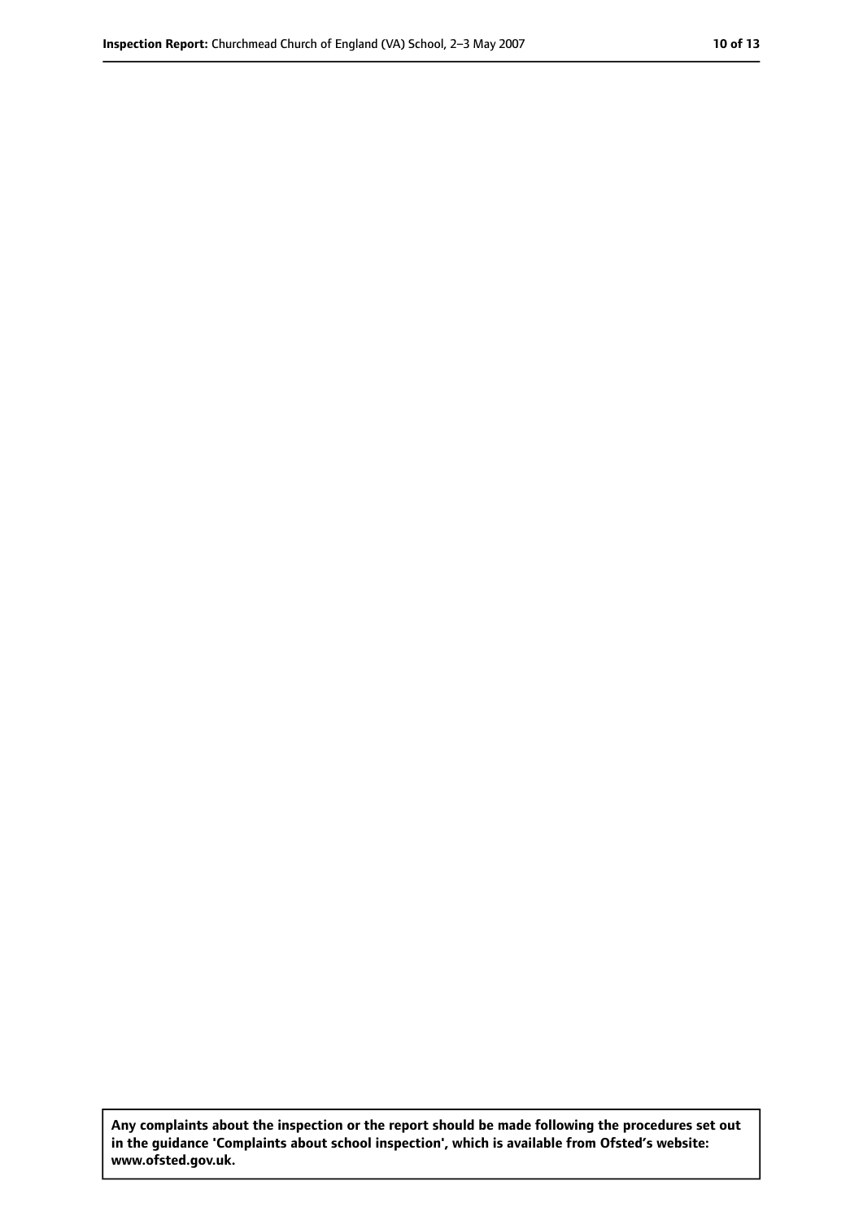**Any complaints about the inspection or the report should be made following the procedures set out in the guidance 'Complaints about school inspection', which is available from Ofsted's website: www.ofsted.gov.uk.**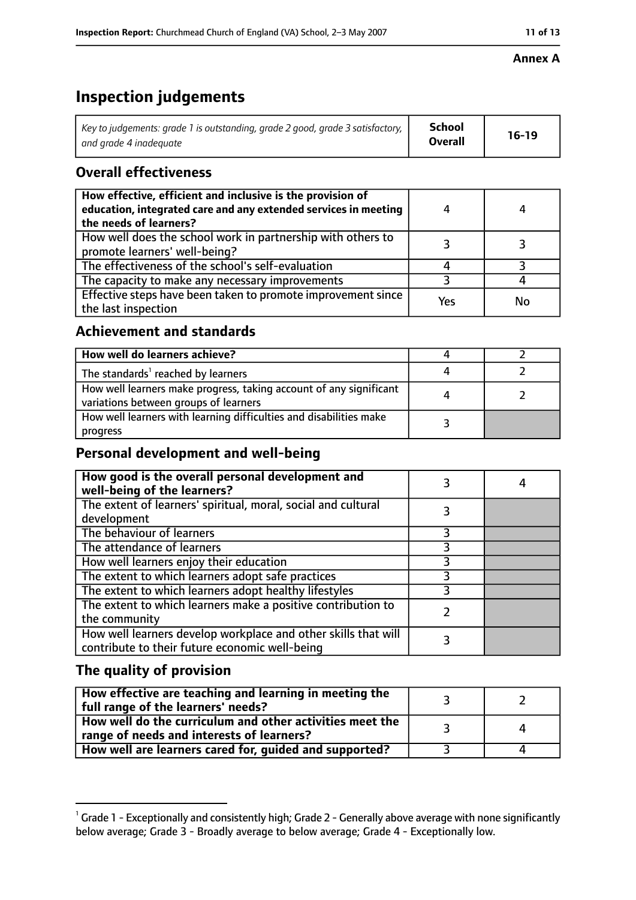**Annex A**

# Inspection judgements

| Key to judgements: grade 1 is outstanding, grade 2 good, grade 3 satisfactory, and grade 4 inadequate | School Overall | 16-19 |
|---|---|---|

## Overall effectiveness

| | | |
|---|---|---|
| **How effective, efficient and inclusive is the provision of education, integrated care and any extended services in meeting the needs of learners?** | 4 | 4 |
| How well does the school work in partnership with others to promote learners' well-being? | 3 | 3 |
| The effectiveness of the school's self-evaluation | 4 | 3 |
| The capacity to make any necessary improvements | 3 | 4 |
| Effective steps have been taken to promote improvement since the last inspection | Yes | No |

## Achievement and standards

| | | |
|---|---|---|
| **How well do learners achieve?** | 4 | 2 |
| The standards[1] reached by learners | 4 | 2 |
| How well learners make progress, taking account of any significant variations between groups of learners | 4 | 2 |
| How well learners with learning difficulties and disabilities make progress | 3 | |

## Personal development and well-being

| | | |
|---|---|---|
| **How good is the overall personal development and well-being of the learners?** | 3 | 4 |
| The extent of learners' spiritual, moral, social and cultural development | 3 | |
| The behaviour of learners | 3 | |
| The attendance of learners | 3 | |
| How well learners enjoy their education | 3 | |
| The extent to which learners adopt safe practices | 3 | |
| The extent to which learners adopt healthy lifestyles | 3 | |
| The extent to which learners make a positive contribution to the community | 2 | |
| How well learners develop workplace and other skills that will contribute to their future economic well-being | 3 | |

## The quality of provision

| | | |
|---|---|---|
| **How effective are teaching and learning in meeting the full range of the learners' needs?** | 3 | 2 |
| **How well do the curriculum and other activities meet the range of needs and interests of learners?** | 3 | 4 |
| **How well are learners cared for, guided and supported?** | 3 | 4 |

[1] Grade 1 - Exceptionally and consistently high; Grade 2 - Generally above average with none significantly below average; Grade 3 - Broadly average to below average; Grade 4 - Exceptionally low.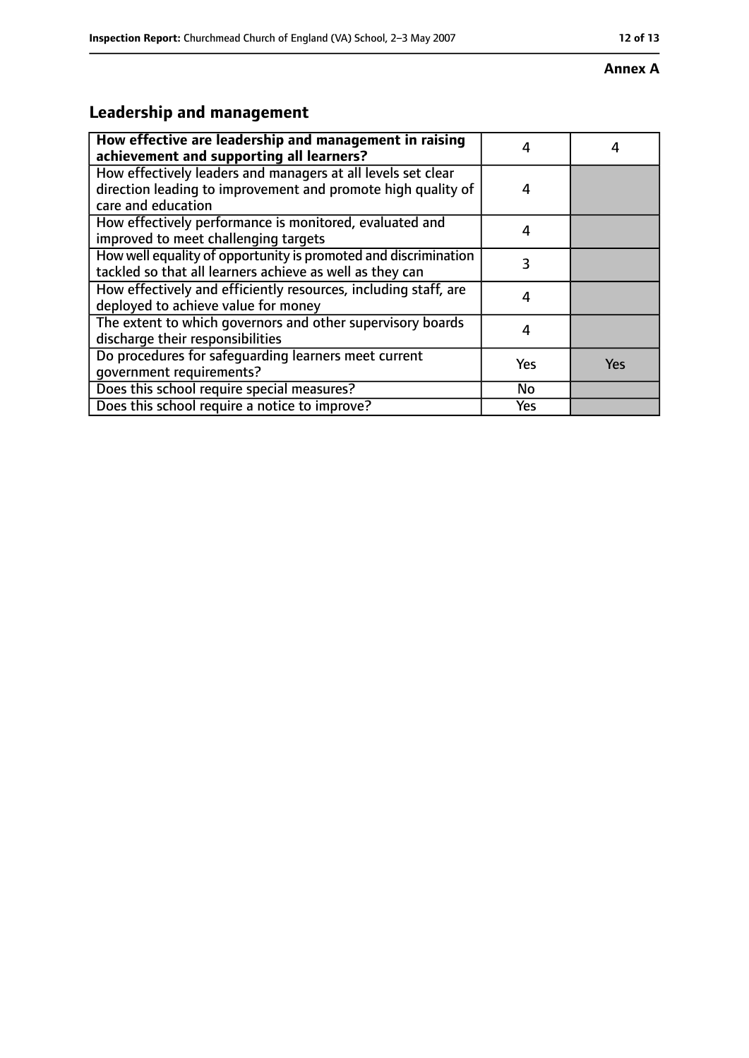**Annex A**

## Leadership and management

| How effective are leadership and management in raising achievement and supporting all learners? | 4 | 4 |
|---|---|---|
| How effectively leaders and managers at all levels set clear direction leading to improvement and promote high quality of care and education | 4 | |
| How effectively performance is monitored, evaluated and improved to meet challenging targets | 4 | |
| How well equality of opportunity is promoted and discrimination tackled so that all learners achieve as well as they can | 3 | |
| How effectively and efficiently resources, including staff, are deployed to achieve value for money | 4 | |
| The extent to which governors and other supervisory boards discharge their responsibilities | 4 | |
| Do procedures for safeguarding learners meet current government requirements? | Yes | Yes |
| Does this school require special measures? | No | |
| Does this school require a notice to improve? | Yes | |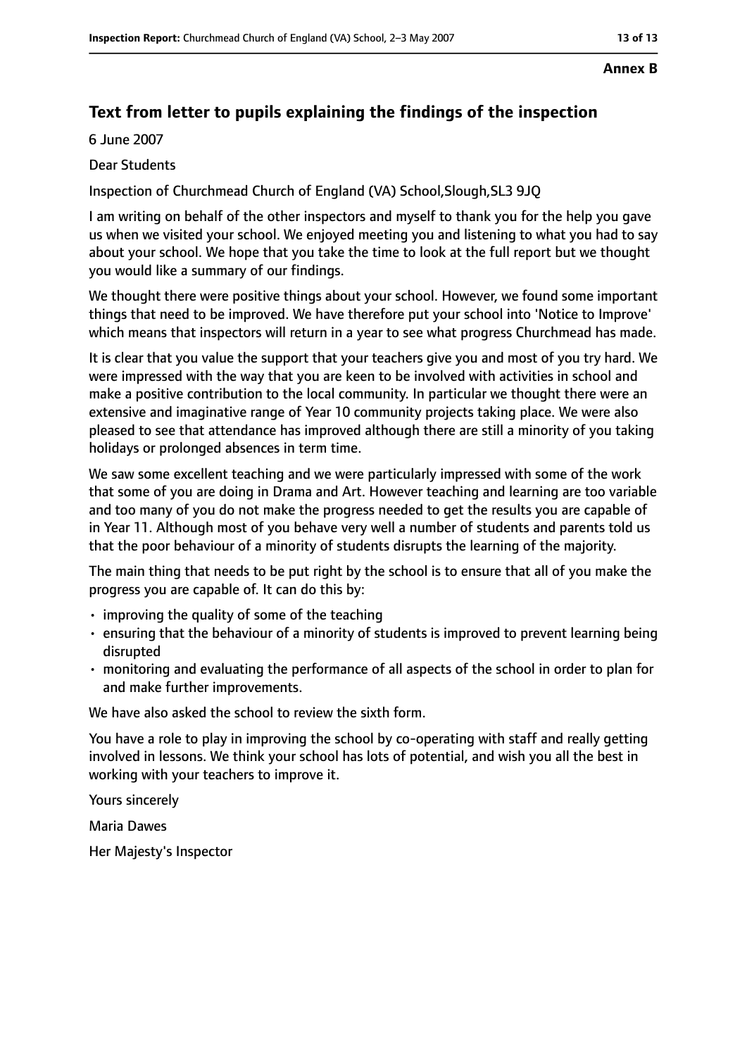**Annex B**

## Text from letter to pupils explaining the findings of the inspection

6 June 2007

Dear Students

Inspection of Churchmead Church of England (VA) School,Slough,SL3 9JQ

I am writing on behalf of the other inspectors and myself to thank you for the help you gave us when we visited your school. We enjoyed meeting you and listening to what you had to say about your school. We hope that you take the time to look at the full report but we thought you would like a summary of our findings.

We thought there were positive things about your school. However, we found some important things that need to be improved. We have therefore put your school into 'Notice to Improve' which means that inspectors will return in a year to see what progress Churchmead has made.

It is clear that you value the support that your teachers give you and most of you try hard. We were impressed with the way that you are keen to be involved with activities in school and make a positive contribution to the local community. In particular we thought there were an extensive and imaginative range of Year 10 community projects taking place. We were also pleased to see that attendance has improved although there are still a minority of you taking holidays or prolonged absences in term time.

We saw some excellent teaching and we were particularly impressed with some of the work that some of you are doing in Drama and Art. However teaching and learning are too variable and too many of you do not make the progress needed to get the results you are capable of in Year 11. Although most of you behave very well a number of students and parents told us that the poor behaviour of a minority of students disrupts the learning of the majority.

The main thing that needs to be put right by the school is to ensure that all of you make the progress you are capable of. It can do this by:

- improving the quality of some of the teaching
- ensuring that the behaviour of a minority of students is improved to prevent learning being disrupted
- monitoring and evaluating the performance of all aspects of the school in order to plan for and make further improvements.

We have also asked the school to review the sixth form.

You have a role to play in improving the school by co-operating with staff and really getting involved in lessons. We think your school has lots of potential, and wish you all the best in working with your teachers to improve it.

Yours sincerely

Maria Dawes

Her Majesty's Inspector